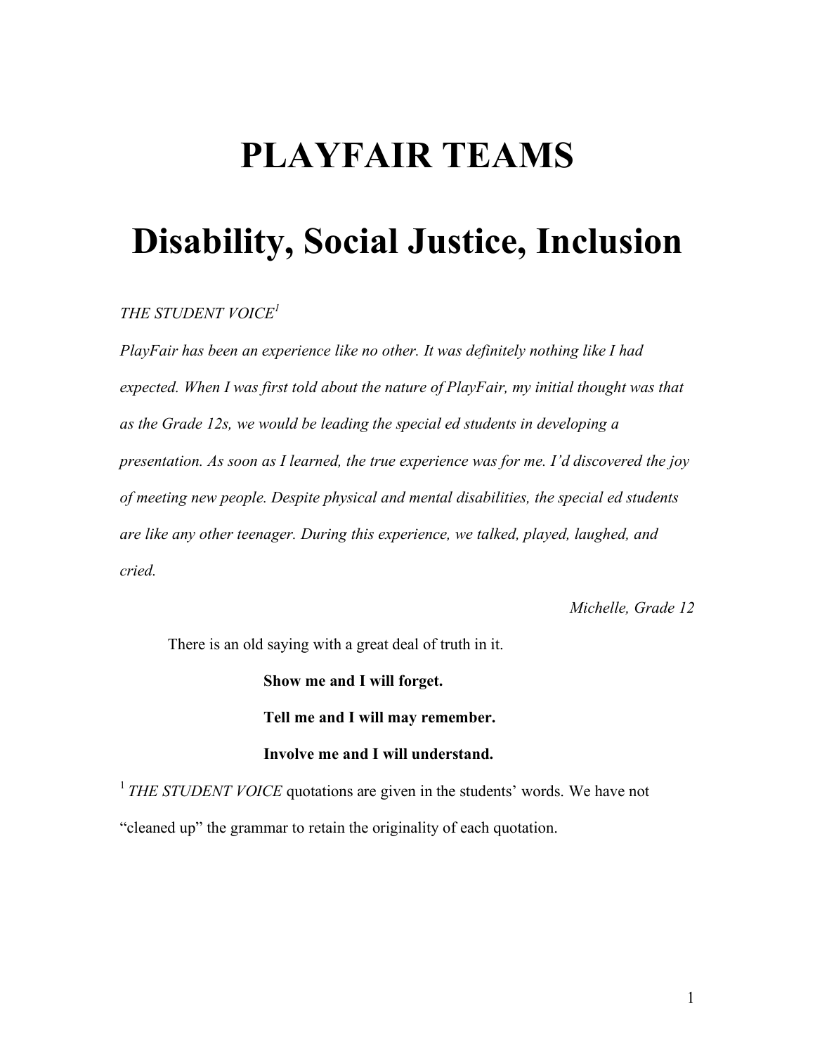# PLAYFAIR TEAMS

# Disability, Social Justice, Inclusion

*THE STUDENT VOICE*[1]

*PlayFair has been an experience like no other. It was definitely nothing like I had expected. When I was first told about the nature of PlayFair, my initial thought was that as the Grade 12s, we would be leading the special ed students in developing a presentation. As soon as I learned, the true experience was for me. I'd discovered the joy of meeting new people. Despite physical and mental disabilities, the special ed students are like any other teenager. During this experience, we talked, played, laughed, and cried.*

*Michelle, Grade 12*

There is an old saying with a great deal of truth in it.

**Show me and I will forget.**

**Tell me and I will may remember.**

**Involve me and I will understand.**

[1] *THE STUDENT VOICE* quotations are given in the students' words. We have not "cleaned up" the grammar to retain the originality of each quotation.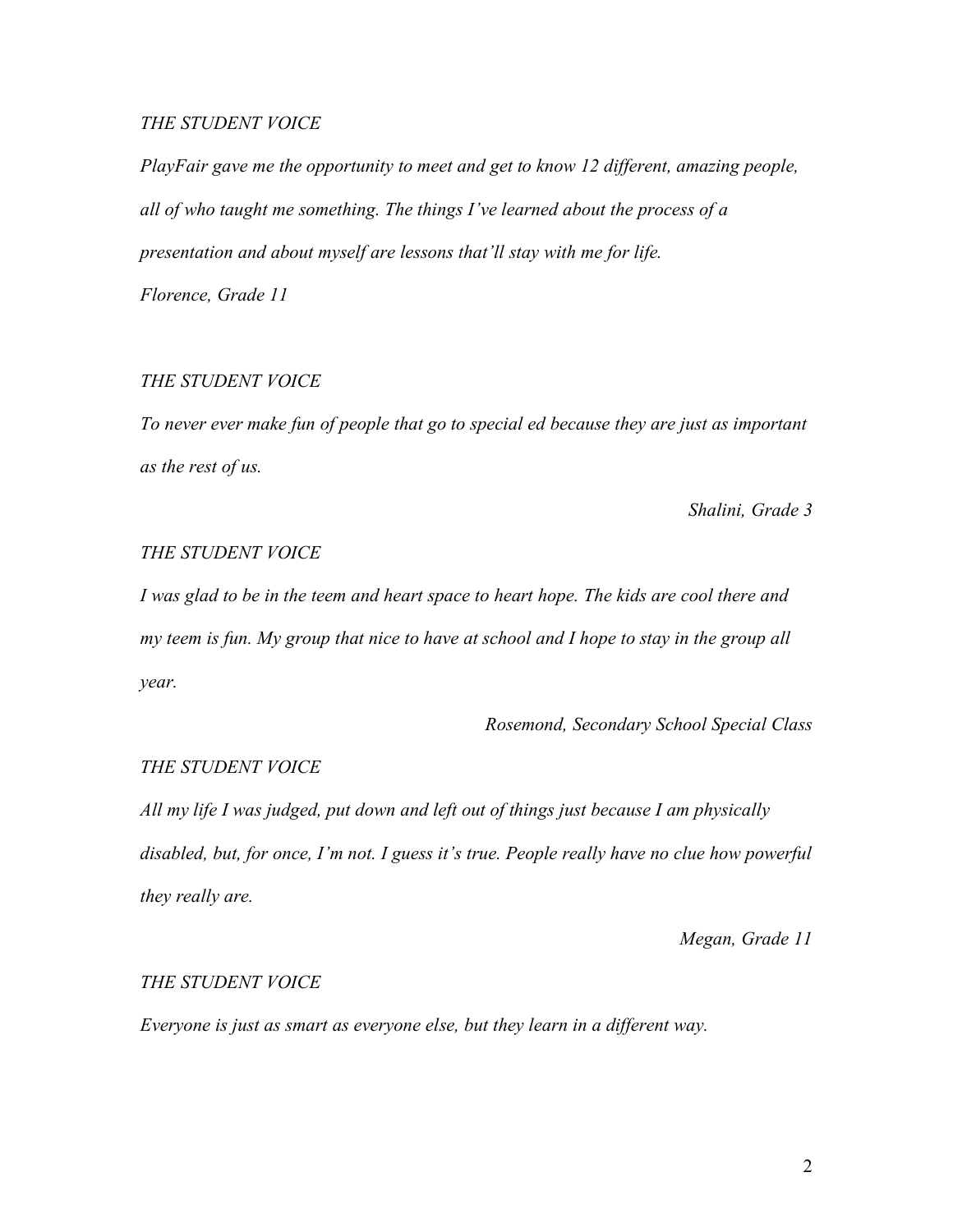*THE STUDENT VOICE*

*PlayFair gave me the opportunity to meet and get to know 12 different, amazing people, all of who taught me something. The things I've learned about the process of a presentation and about myself are lessons that'll stay with me for life.*

*Florence, Grade 11*

*THE STUDENT VOICE*

*To never ever make fun of people that go to special ed because they are just as important as the rest of us.*

*Shalini, Grade 3*

*THE STUDENT VOICE*

*I was glad to be in the teem and heart space to heart hope. The kids are cool there and my teem is fun. My group that nice to have at school and I hope to stay in the group all year.*

*Rosemond, Secondary School Special Class*

*THE STUDENT VOICE*

*All my life I was judged, put down and left out of things just because I am physically disabled, but, for once, I'm not. I guess it's true. People really have no clue how powerful they really are.*

*Megan, Grade 11*

*THE STUDENT VOICE*

*Everyone is just as smart as everyone else, but they learn in a different way.*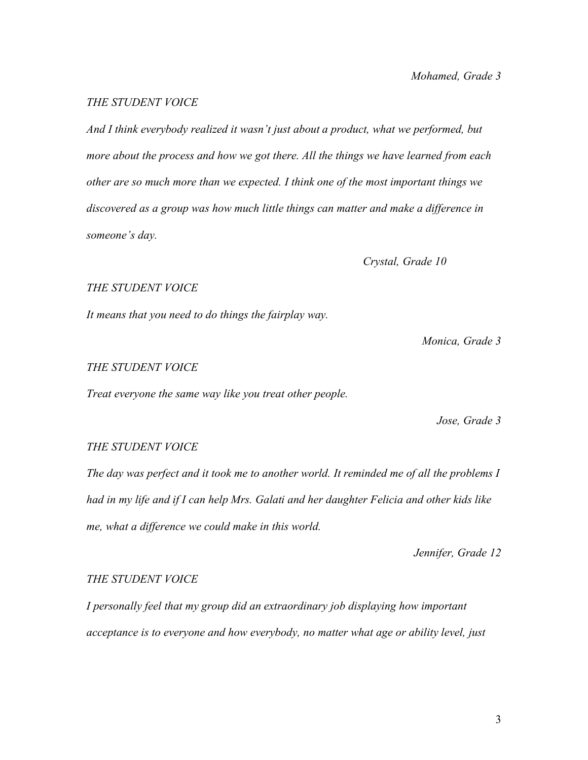*Mohamed, Grade 3*

*THE STUDENT VOICE*

*And I think everybody realized it wasn't just about a product, what we performed, but more about the process and how we got there. All the things we have learned from each other are so much more than we expected. I think one of the most important things we discovered as a group was how much little things can matter and make a difference in someone's day.*

*Crystal, Grade 10*

*THE STUDENT VOICE*

*It means that you need to do things the fairplay way.*

*Monica, Grade 3*

*THE STUDENT VOICE*

*Treat everyone the same way like you treat other people.*

*Jose, Grade 3*

*THE STUDENT VOICE*

*The day was perfect and it took me to another world. It reminded me of all the problems I had in my life and if I can help Mrs. Galati and her daughter Felicia and other kids like me, what a difference we could make in this world.*

*Jennifer, Grade 12*

*THE STUDENT VOICE*

*I personally feel that my group did an extraordinary job displaying how important acceptance is to everyone and how everybody, no matter what age or ability level, just*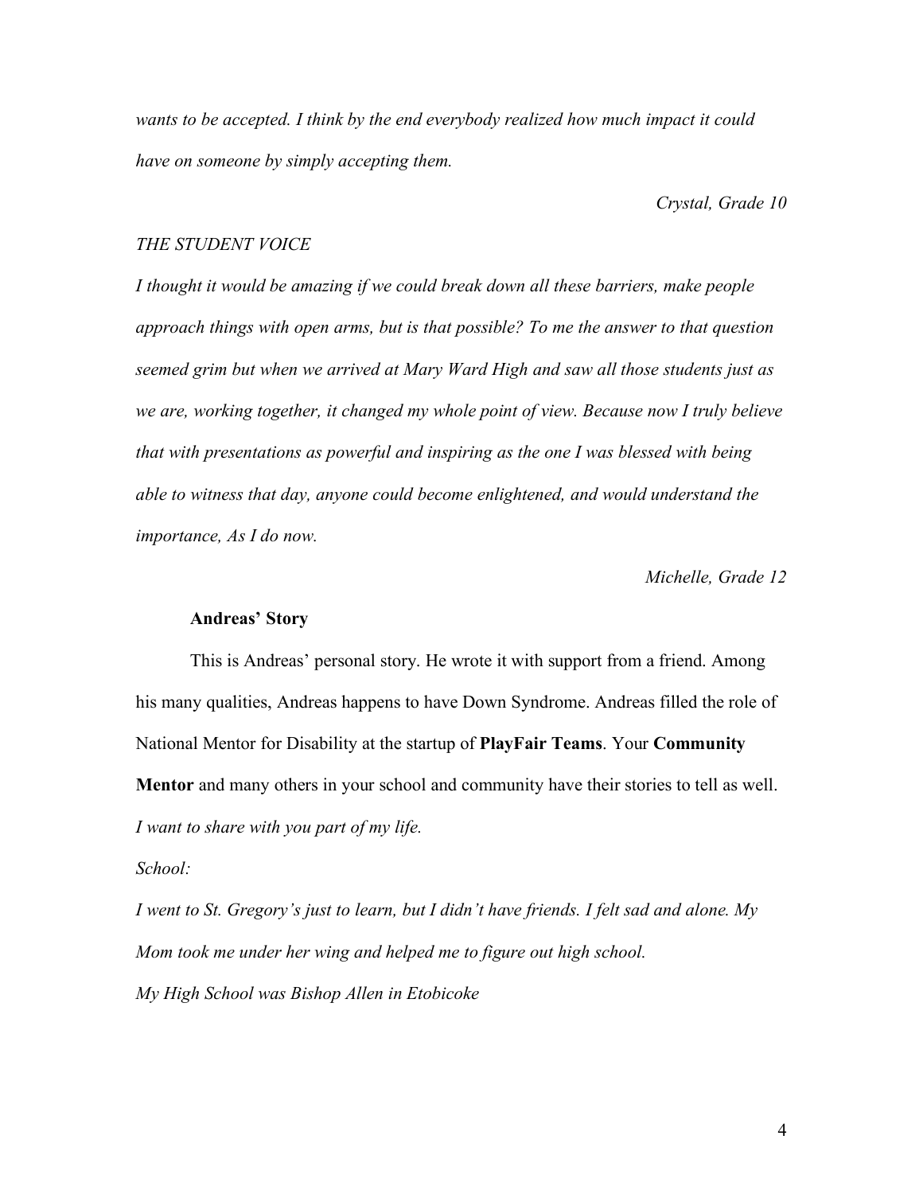*wants to be accepted. I think by the end everybody realized how much impact it could have on someone by simply accepting them.*

*Crystal, Grade 10*

*THE STUDENT VOICE*

*I thought it would be amazing if we could break down all these barriers, make people approach things with open arms, but is that possible? To me the answer to that question seemed grim but when we arrived at Mary Ward High and saw all those students just as we are, working together, it changed my whole point of view. Because now I truly believe that with presentations as powerful and inspiring as the one I was blessed with being able to witness that day, anyone could become enlightened, and would understand the importance, As I do now.*

*Michelle, Grade 12*

**Andreas' Story**

This is Andreas' personal story. He wrote it with support from a friend. Among his many qualities, Andreas happens to have Down Syndrome. Andreas filled the role of National Mentor for Disability at the startup of **PlayFair Teams**. Your **Community Mentor** and many others in your school and community have their stories to tell as well.

*I want to share with you part of my life.*

*School:*

*I went to St. Gregory's just to learn, but I didn't have friends. I felt sad and alone. My Mom took me under her wing and helped me to figure out high school.*

*My High School was Bishop Allen in Etobicoke*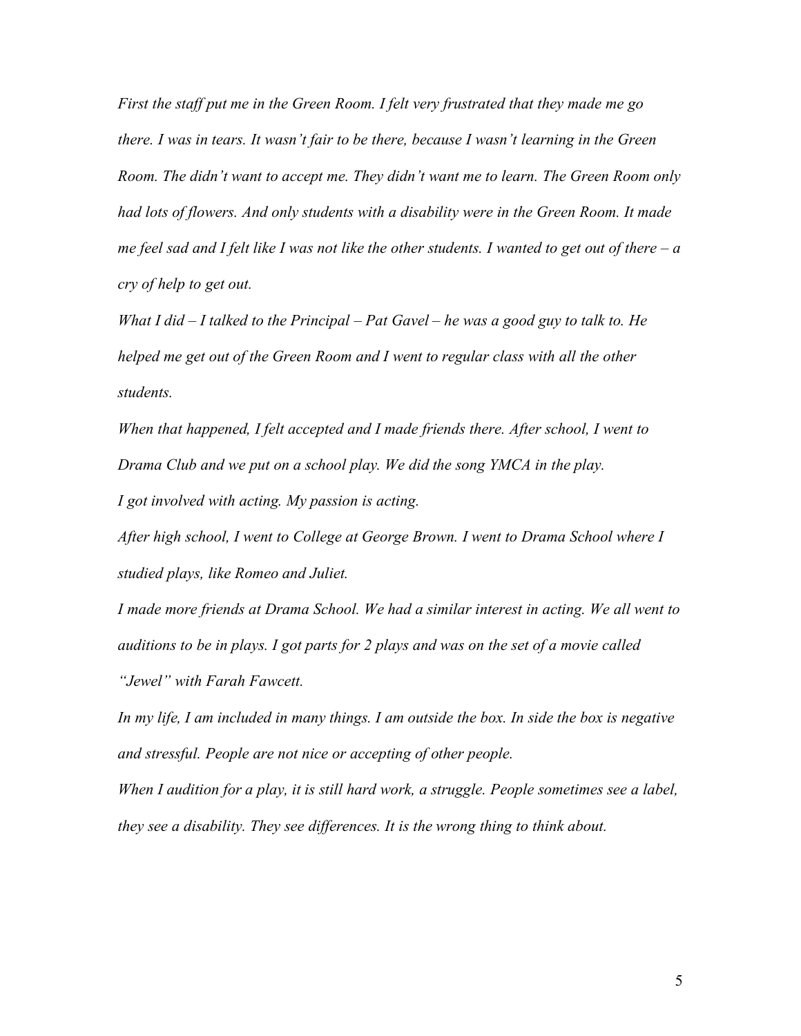*First the staff put me in the Green Room. I felt very frustrated that they made me go there. I was in tears. It wasn't fair to be there, because I wasn't learning in the Green Room. The didn't want to accept me. They didn't want me to learn. The Green Room only had lots of flowers. And only students with a disability were in the Green Room. It made me feel sad and I felt like I was not like the other students. I wanted to get out of there – a cry of help to get out.*

*What I did – I talked to the Principal – Pat Gavel – he was a good guy to talk to. He helped me get out of the Green Room and I went to regular class with all the other students.*

*When that happened, I felt accepted and I made friends there. After school, I went to Drama Club and we put on a school play. We did the song YMCA in the play.*

*I got involved with acting. My passion is acting.*

*After high school, I went to College at George Brown. I went to Drama School where I studied plays, like Romeo and Juliet.*

*I made more friends at Drama School. We had a similar interest in acting. We all went to auditions to be in plays. I got parts for 2 plays and was on the set of a movie called "Jewel" with Farah Fawcett.*

*In my life, I am included in many things. I am outside the box. In side the box is negative and stressful. People are not nice or accepting of other people.*

*When I audition for a play, it is still hard work, a struggle. People sometimes see a label, they see a disability. They see differences. It is the wrong thing to think about.*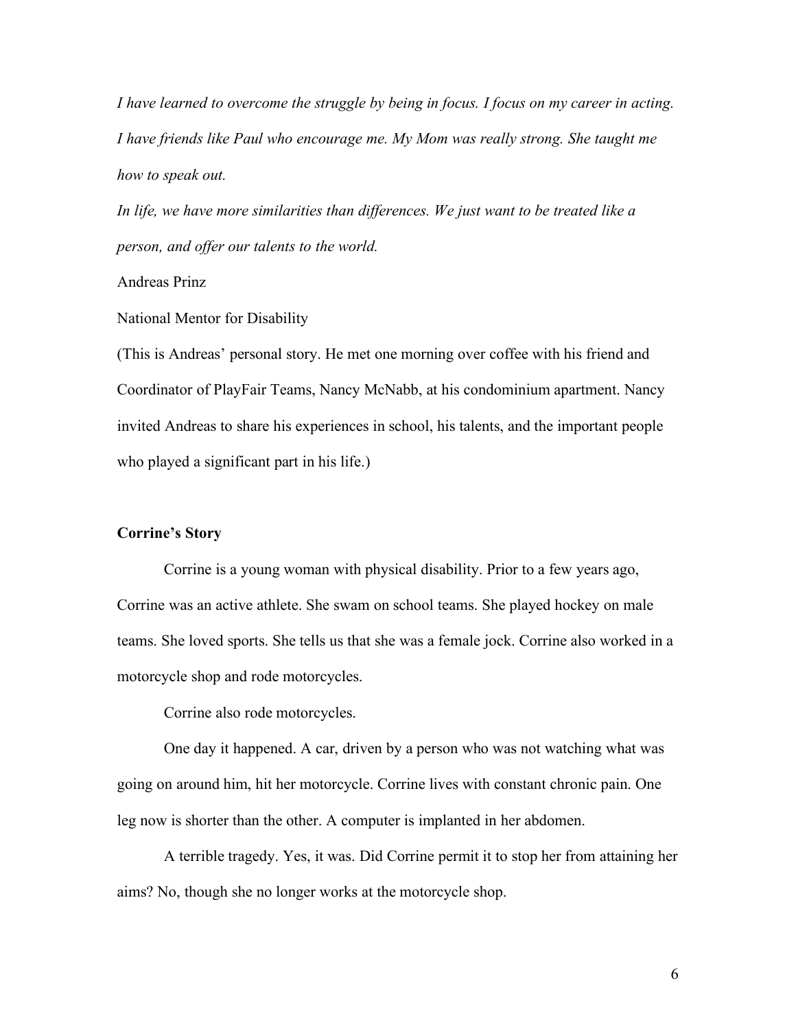*I have learned to overcome the struggle by being in focus. I focus on my career in acting. I have friends like Paul who encourage me. My Mom was really strong. She taught me how to speak out.*

*In life, we have more similarities than differences. We just want to be treated like a person, and offer our talents to the world.*

Andreas Prinz

National Mentor for Disability

(This is Andreas' personal story. He met one morning over coffee with his friend and Coordinator of PlayFair Teams, Nancy McNabb, at his condominium apartment. Nancy invited Andreas to share his experiences in school, his talents, and the important people who played a significant part in his life.)

**Corrine's Story**

Corrine is a young woman with physical disability. Prior to a few years ago, Corrine was an active athlete. She swam on school teams. She played hockey on male teams. She loved sports. She tells us that she was a female jock. Corrine also worked in a motorcycle shop and rode motorcycles.

Corrine also rode motorcycles.

One day it happened. A car, driven by a person who was not watching what was going on around him, hit her motorcycle. Corrine lives with constant chronic pain. One leg now is shorter than the other. A computer is implanted in her abdomen.

A terrible tragedy. Yes, it was. Did Corrine permit it to stop her from attaining her aims? No, though she no longer works at the motorcycle shop.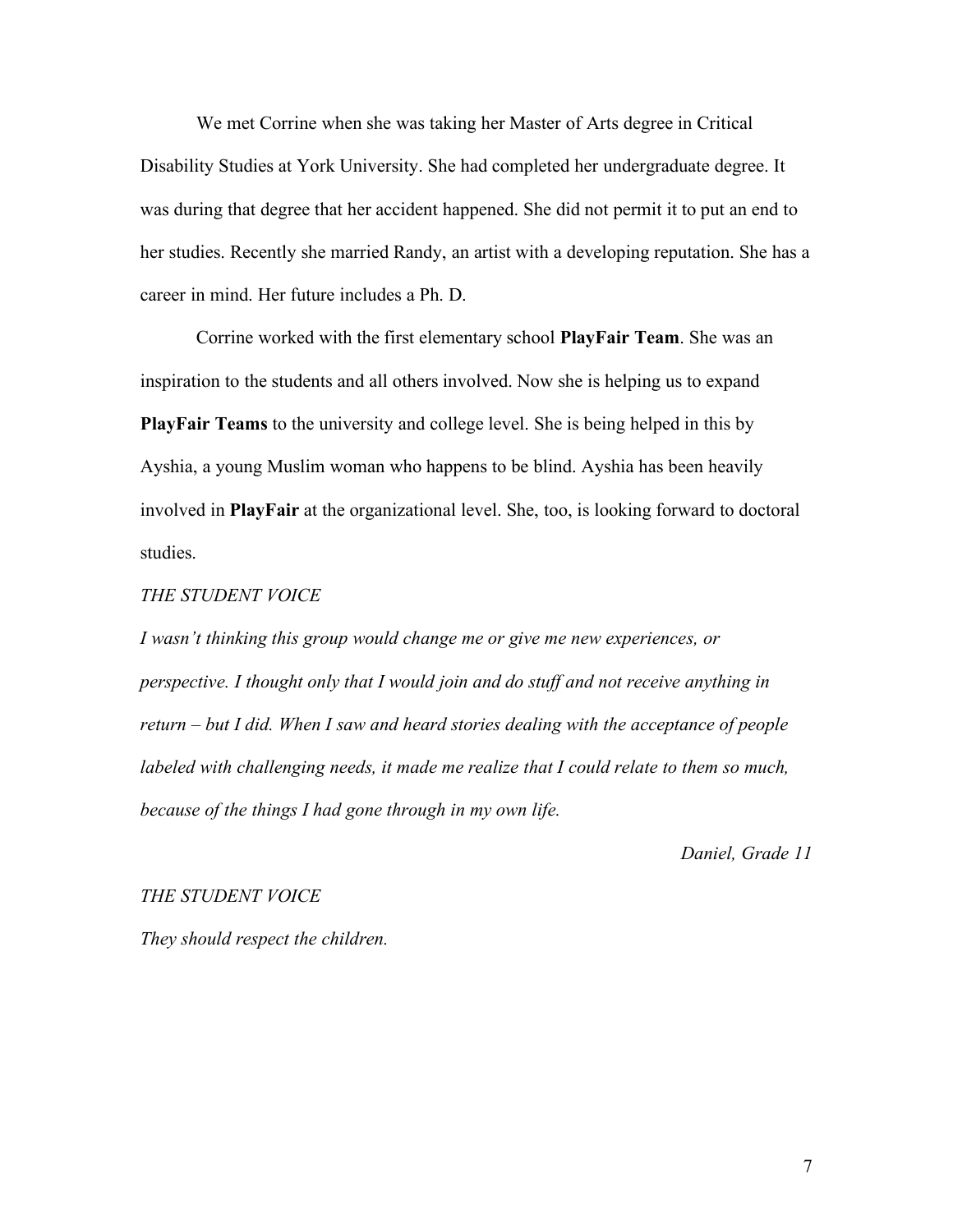We met Corrine when she was taking her Master of Arts degree in Critical Disability Studies at York University. She had completed her undergraduate degree. It was during that degree that her accident happened. She did not permit it to put an end to her studies. Recently she married Randy, an artist with a developing reputation. She has a career in mind. Her future includes a Ph. D.

Corrine worked with the first elementary school **PlayFair Team**. She was an inspiration to the students and all others involved. Now she is helping us to expand **PlayFair Teams** to the university and college level. She is being helped in this by Ayshia, a young Muslim woman who happens to be blind. Ayshia has been heavily involved in **PlayFair** at the organizational level. She, too, is looking forward to doctoral studies.

*THE STUDENT VOICE*

*I wasn't thinking this group would change me or give me new experiences, or perspective. I thought only that I would join and do stuff and not receive anything in return – but I did. When I saw and heard stories dealing with the acceptance of people labeled with challenging needs, it made me realize that I could relate to them so much, because of the things I had gone through in my own life.*

*Daniel, Grade 11*

*THE STUDENT VOICE*

*They should respect the children.*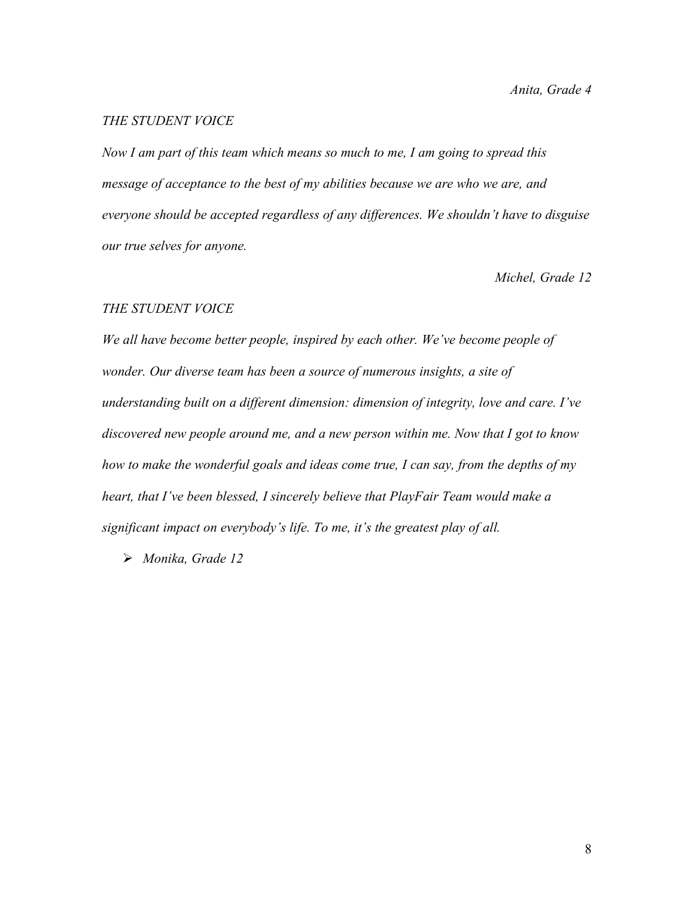*Anita, Grade 4*

*THE STUDENT VOICE*

*Now I am part of this team which means so much to me, I am going to spread this message of acceptance to the best of my abilities because we are who we are, and everyone should be accepted regardless of any differences. We shouldn't have to disguise our true selves for anyone.*

*Michel, Grade 12*

*THE STUDENT VOICE*

*We all have become better people, inspired by each other. We've become people of wonder. Our diverse team has been a source of numerous insights, a site of understanding built on a different dimension: dimension of integrity, love and care. I've discovered new people around me, and a new person within me. Now that I got to know how to make the wonderful goals and ideas come true, I can say, from the depths of my heart, that I've been blessed, I sincerely believe that PlayFair Team would make a significant impact on everybody's life. To me, it's the greatest play of all.*

- *Monika, Grade 12*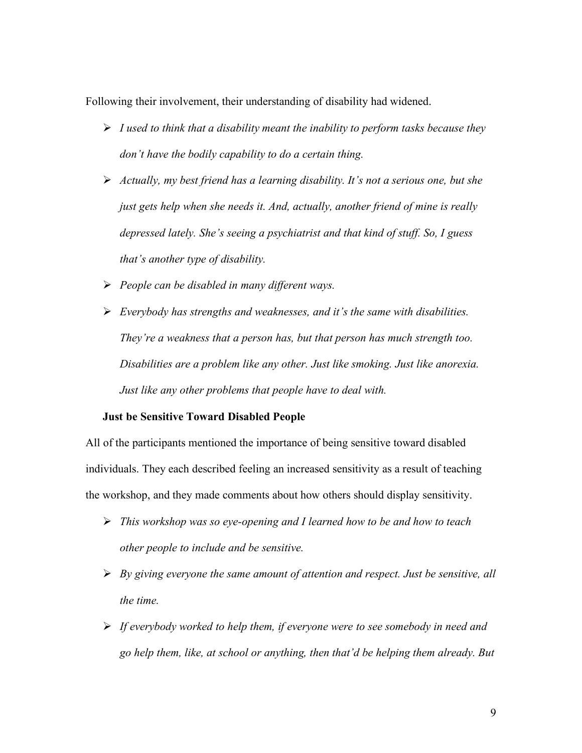Following their involvement, their understanding of disability had widened.

- *I used to think that a disability meant the inability to perform tasks because they don't have the bodily capability to do a certain thing.*
- *Actually, my best friend has a learning disability. It's not a serious one, but she just gets help when she needs it. And, actually, another friend of mine is really depressed lately. She's seeing a psychiatrist and that kind of stuff. So, I guess that's another type of disability.*
- *People can be disabled in many different ways.*
- *Everybody has strengths and weaknesses, and it's the same with disabilities. They're a weakness that a person has, but that person has much strength too. Disabilities are a problem like any other. Just like smoking. Just like anorexia. Just like any other problems that people have to deal with.*

### Just be Sensitive Toward Disabled People

All of the participants mentioned the importance of being sensitive toward disabled individuals. They each described feeling an increased sensitivity as a result of teaching the workshop, and they made comments about how others should display sensitivity.

- *This workshop was so eye-opening and I learned how to be and how to teach other people to include and be sensitive.*
- *By giving everyone the same amount of attention and respect. Just be sensitive, all the time.*
- *If everybody worked to help them, if everyone were to see somebody in need and go help them, like, at school or anything, then that'd be helping them already. But*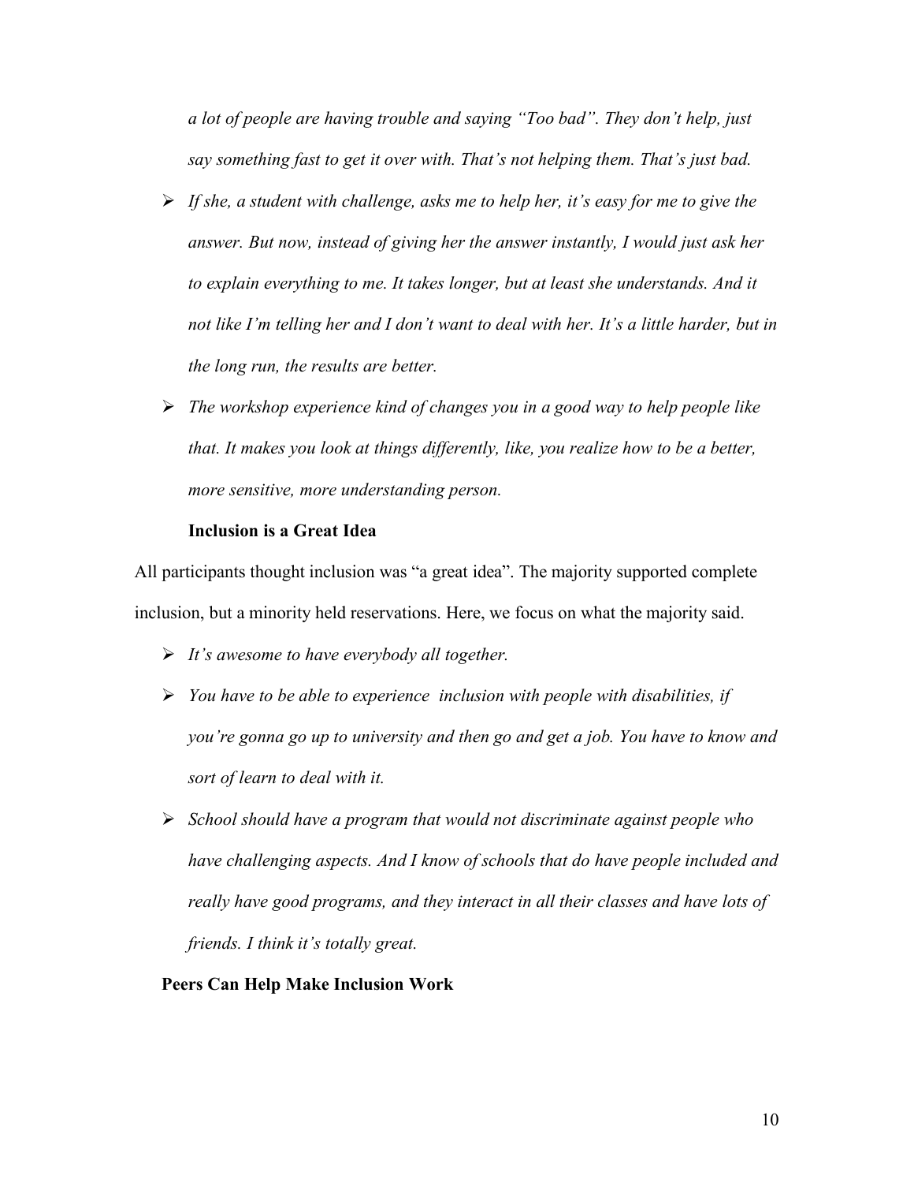*a lot of people are having trouble and saying "Too bad". They don't help, just say something fast to get it over with. That's not helping them. That's just bad.*

- *If she, a student with challenge, asks me to help her, it's easy for me to give the answer. But now, instead of giving her the answer instantly, I would just ask her to explain everything to me. It takes longer, but at least she understands. And it not like I'm telling her and I don't want to deal with her. It's a little harder, but in the long run, the results are better.*
- *The workshop experience kind of changes you in a good way to help people like that. It makes you look at things differently, like, you realize how to be a better, more sensitive, more understanding person.*

**Inclusion is a Great Idea**

All participants thought inclusion was "a great idea". The majority supported complete inclusion, but a minority held reservations. Here, we focus on what the majority said.

- *It's awesome to have everybody all together.*
- *You have to be able to experience inclusion with people with disabilities, if you're gonna go up to university and then go and get a job. You have to know and sort of learn to deal with it.*
- *School should have a program that would not discriminate against people who have challenging aspects. And I know of schools that do have people included and really have good programs, and they interact in all their classes and have lots of friends. I think it's totally great.*

**Peers Can Help Make Inclusion Work**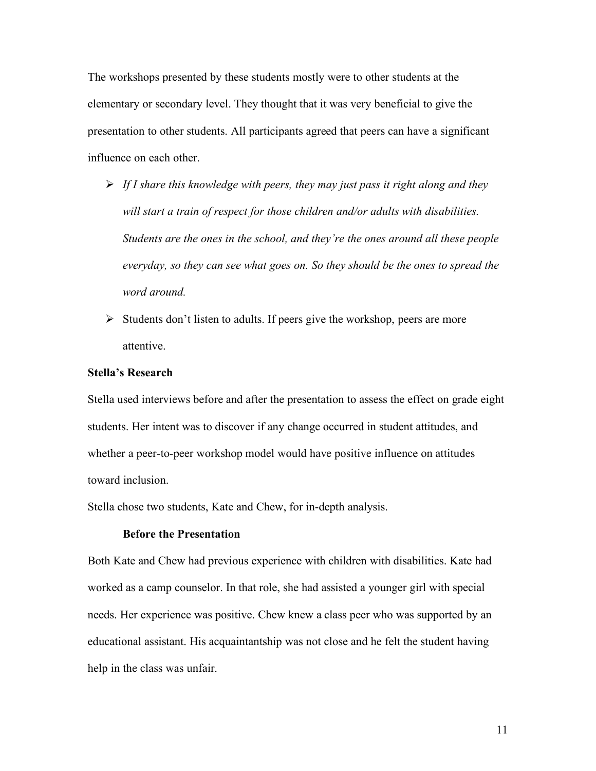The workshops presented by these students mostly were to other students at the elementary or secondary level. They thought that it was very beneficial to give the presentation to other students. All participants agreed that peers can have a significant influence on each other.

- *If I share this knowledge with peers, they may just pass it right along and they will start a train of respect for those children and/or adults with disabilities. Students are the ones in the school, and they're the ones around all these people everyday, so they can see what goes on. So they should be the ones to spread the word around.*
- Students don't listen to adults. If peers give the workshop, peers are more attentive.

**Stella's Research**

Stella used interviews before and after the presentation to assess the effect on grade eight students. Her intent was to discover if any change occurred in student attitudes, and whether a peer-to-peer workshop model would have positive influence on attitudes toward inclusion.

Stella chose two students, Kate and Chew, for in-depth analysis.

**Before the Presentation**

Both Kate and Chew had previous experience with children with disabilities. Kate had worked as a camp counselor. In that role, she had assisted a younger girl with special needs. Her experience was positive. Chew knew a class peer who was supported by an educational assistant. His acquaintantship was not close and he felt the student having help in the class was unfair.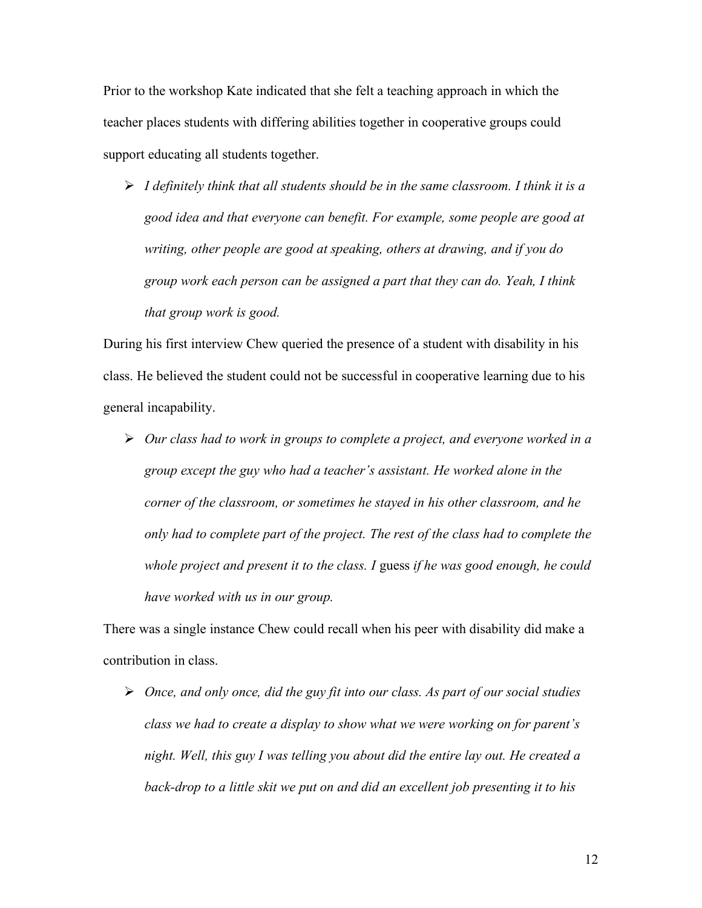Prior to the workshop Kate indicated that she felt a teaching approach in which the teacher places students with differing abilities together in cooperative groups could support educating all students together.

- *I definitely think that all students should be in the same classroom. I think it is a good idea and that everyone can benefit. For example, some people are good at writing, other people are good at speaking, others at drawing, and if you do group work each person can be assigned a part that they can do. Yeah, I think that group work is good.*

During his first interview Chew queried the presence of a student with disability in his class. He believed the student could not be successful in cooperative learning due to his general incapability.

- *Our class had to work in groups to complete a project, and everyone worked in a group except the guy who had a teacher's assistant. He worked alone in the corner of the classroom, or sometimes he stayed in his other classroom, and he only had to complete part of the project. The rest of the class had to complete the whole project and present it to the class. I* guess *if he was good enough, he could have worked with us in our group.*

There was a single instance Chew could recall when his peer with disability did make a contribution in class.

- *Once, and only once, did the guy fit into our class. As part of our social studies class we had to create a display to show what we were working on for parent's night. Well, this guy I was telling you about did the entire lay out. He created a back-drop to a little skit we put on and did an excellent job presenting it to his*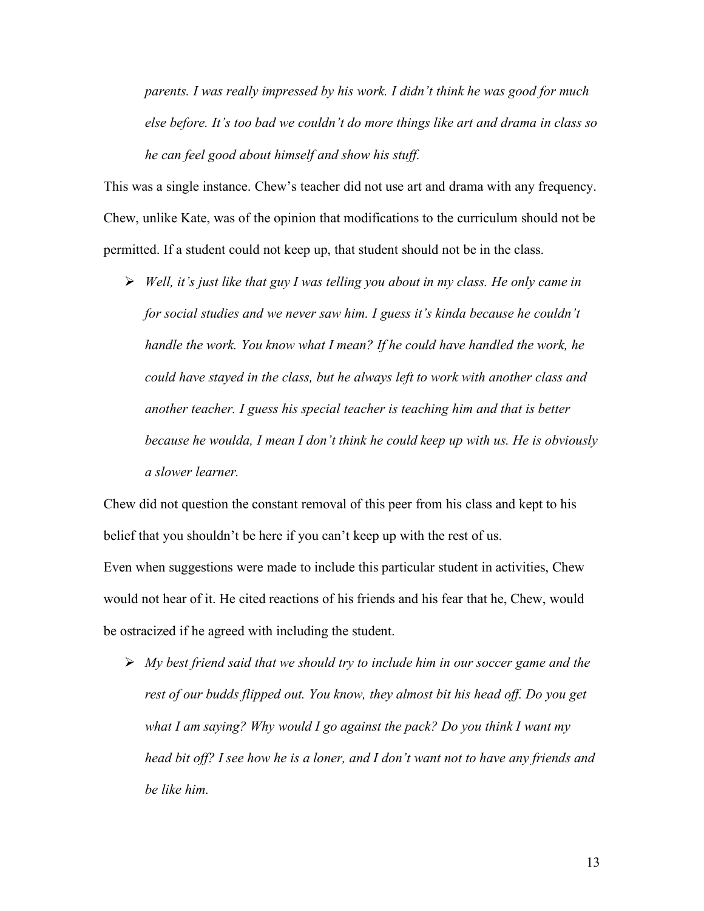*parents. I was really impressed by his work. I didn't think he was good for much else before. It's too bad we couldn't do more things like art and drama in class so he can feel good about himself and show his stuff.*

This was a single instance. Chew's teacher did not use art and drama with any frequency. Chew, unlike Kate, was of the opinion that modifications to the curriculum should not be permitted. If a student could not keep up, that student should not be in the class.

- *Well, it's just like that guy I was telling you about in my class. He only came in for social studies and we never saw him. I guess it's kinda because he couldn't handle the work. You know what I mean? If he could have handled the work, he could have stayed in the class, but he always left to work with another class and another teacher. I guess his special teacher is teaching him and that is better because he woulda, I mean I don't think he could keep up with us. He is obviously a slower learner.*

Chew did not question the constant removal of this peer from his class and kept to his belief that you shouldn't be here if you can't keep up with the rest of us.

Even when suggestions were made to include this particular student in activities, Chew would not hear of it. He cited reactions of his friends and his fear that he, Chew, would be ostracized if he agreed with including the student.

- *My best friend said that we should try to include him in our soccer game and the rest of our budds flipped out. You know, they almost bit his head off. Do you get what I am saying? Why would I go against the pack? Do you think I want my head bit off? I see how he is a loner, and I don't want not to have any friends and be like him.*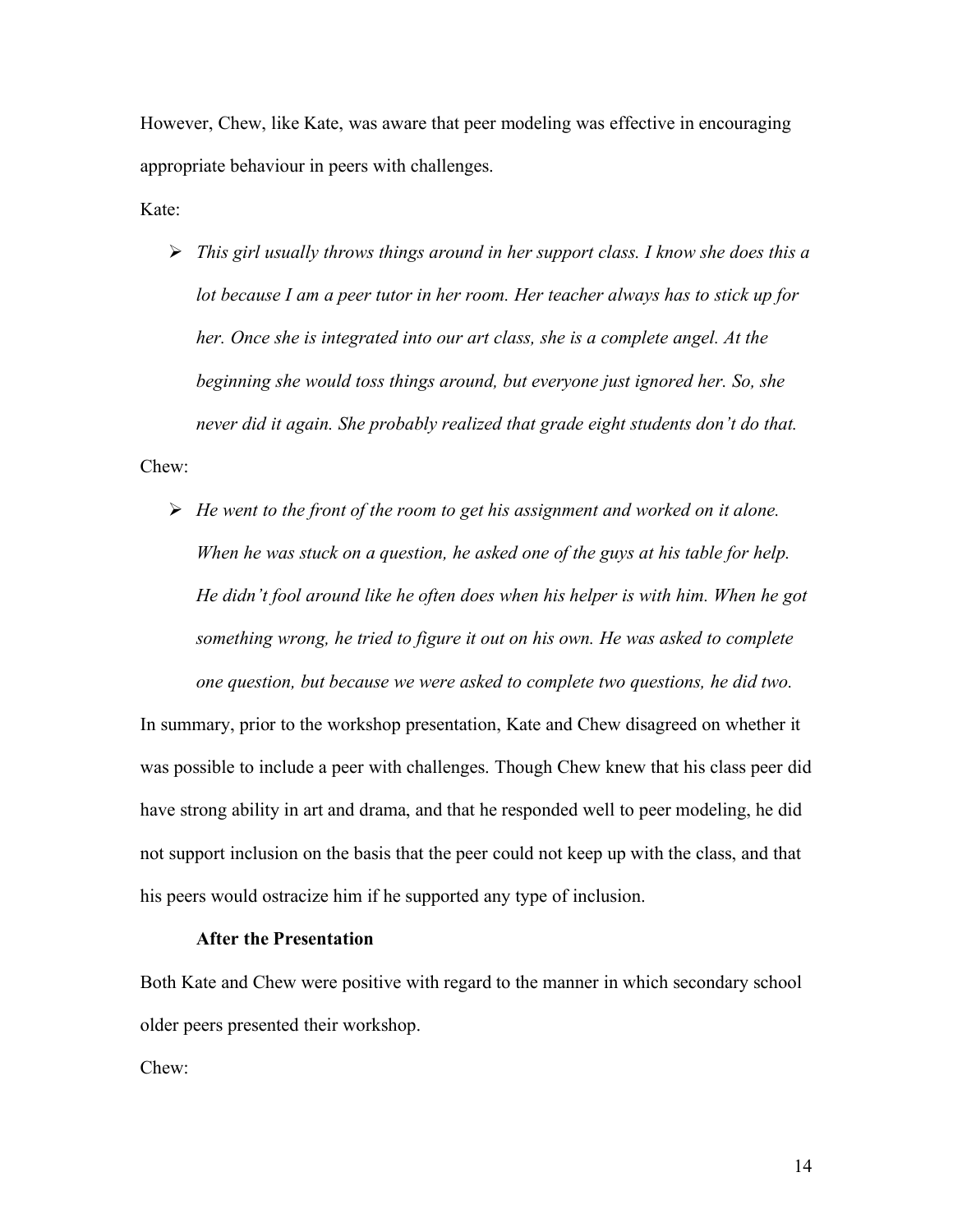However, Chew, like Kate, was aware that peer modeling was effective in encouraging appropriate behaviour in peers with challenges.

Kate:

- *This girl usually throws things around in her support class. I know she does this a lot because I am a peer tutor in her room. Her teacher always has to stick up for her. Once she is integrated into our art class, she is a complete angel. At the beginning she would toss things around, but everyone just ignored her. So, she never did it again. She probably realized that grade eight students don't do that.*

Chew:

- *He went to the front of the room to get his assignment and worked on it alone. When he was stuck on a question, he asked one of the guys at his table for help. He didn't fool around like he often does when his helper is with him. When he got something wrong, he tried to figure it out on his own. He was asked to complete one question, but because we were asked to complete two questions, he did two.*

In summary, prior to the workshop presentation, Kate and Chew disagreed on whether it was possible to include a peer with challenges. Though Chew knew that his class peer did have strong ability in art and drama, and that he responded well to peer modeling, he did not support inclusion on the basis that the peer could not keep up with the class, and that his peers would ostracize him if he supported any type of inclusion.

**After the Presentation**

Both Kate and Chew were positive with regard to the manner in which secondary school older peers presented their workshop.

Chew: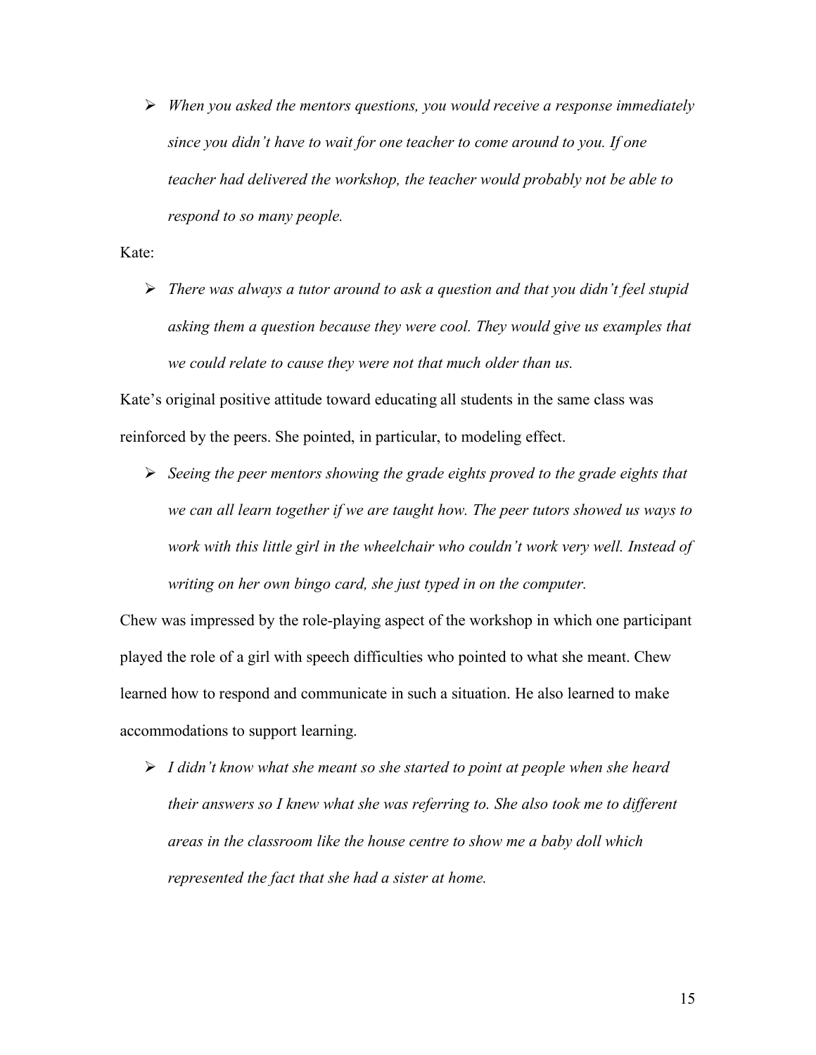- *When you asked the mentors questions, you would receive a response immediately since you didn't have to wait for one teacher to come around to you. If one teacher had delivered the workshop, the teacher would probably not be able to respond to so many people.*

Kate:

- *There was always a tutor around to ask a question and that you didn't feel stupid asking them a question because they were cool. They would give us examples that we could relate to cause they were not that much older than us.*

Kate's original positive attitude toward educating all students in the same class was reinforced by the peers. She pointed, in particular, to modeling effect.

- *Seeing the peer mentors showing the grade eights proved to the grade eights that we can all learn together if we are taught how. The peer tutors showed us ways to work with this little girl in the wheelchair who couldn't work very well. Instead of writing on her own bingo card, she just typed in on the computer.*

Chew was impressed by the role-playing aspect of the workshop in which one participant played the role of a girl with speech difficulties who pointed to what she meant. Chew learned how to respond and communicate in such a situation. He also learned to make accommodations to support learning.

- *I didn't know what she meant so she started to point at people when she heard their answers so I knew what she was referring to. She also took me to different areas in the classroom like the house centre to show me a baby doll which represented the fact that she had a sister at home.*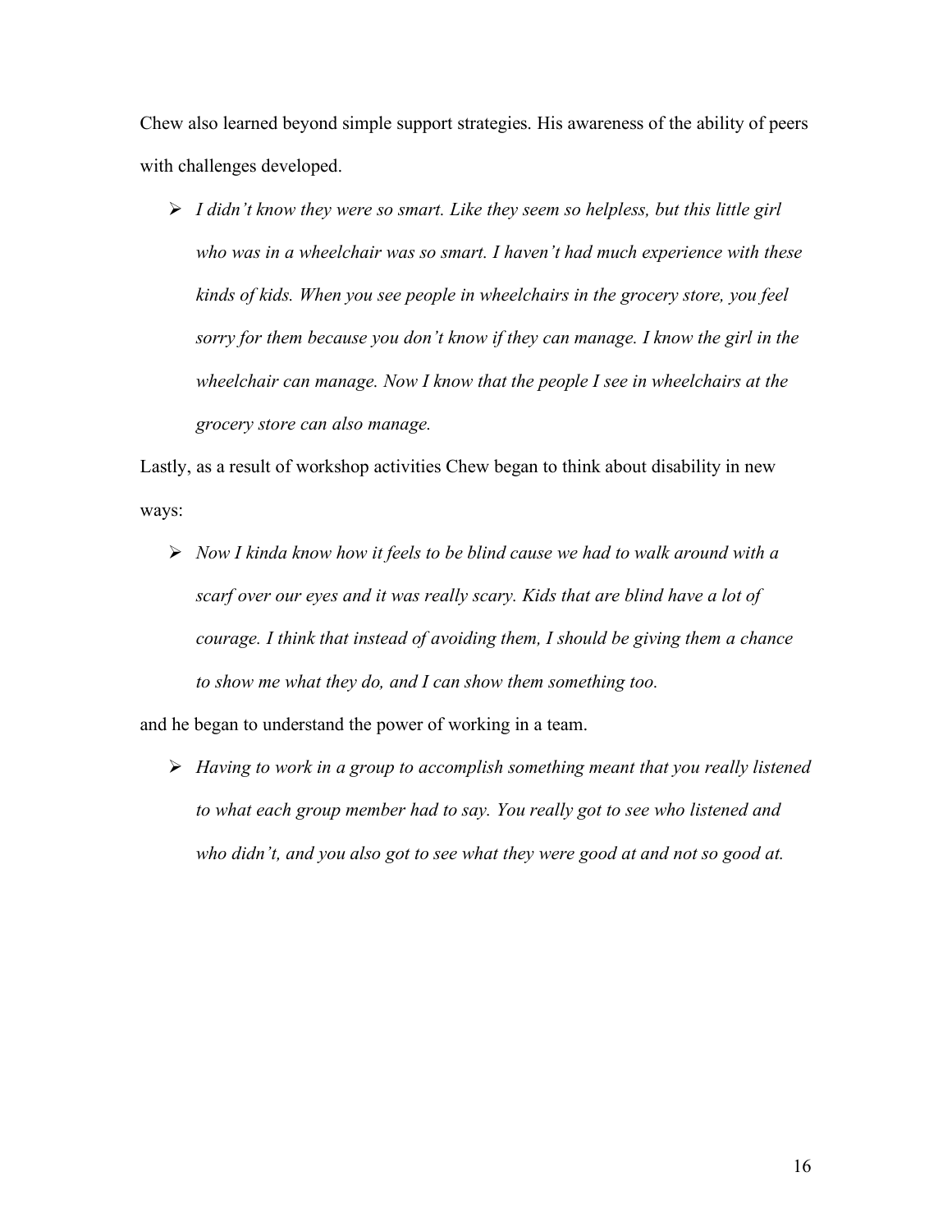Chew also learned beyond simple support strategies. His awareness of the ability of peers with challenges developed.

- *I didn't know they were so smart. Like they seem so helpless, but this little girl who was in a wheelchair was so smart. I haven't had much experience with these kinds of kids. When you see people in wheelchairs in the grocery store, you feel sorry for them because you don't know if they can manage. I know the girl in the wheelchair can manage. Now I know that the people I see in wheelchairs at the grocery store can also manage.*

Lastly, as a result of workshop activities Chew began to think about disability in new ways:

- *Now I kinda know how it feels to be blind cause we had to walk around with a scarf over our eyes and it was really scary. Kids that are blind have a lot of courage. I think that instead of avoiding them, I should be giving them a chance to show me what they do, and I can show them something too.*

and he began to understand the power of working in a team.

- *Having to work in a group to accomplish something meant that you really listened to what each group member had to say. You really got to see who listened and who didn't, and you also got to see what they were good at and not so good at.*